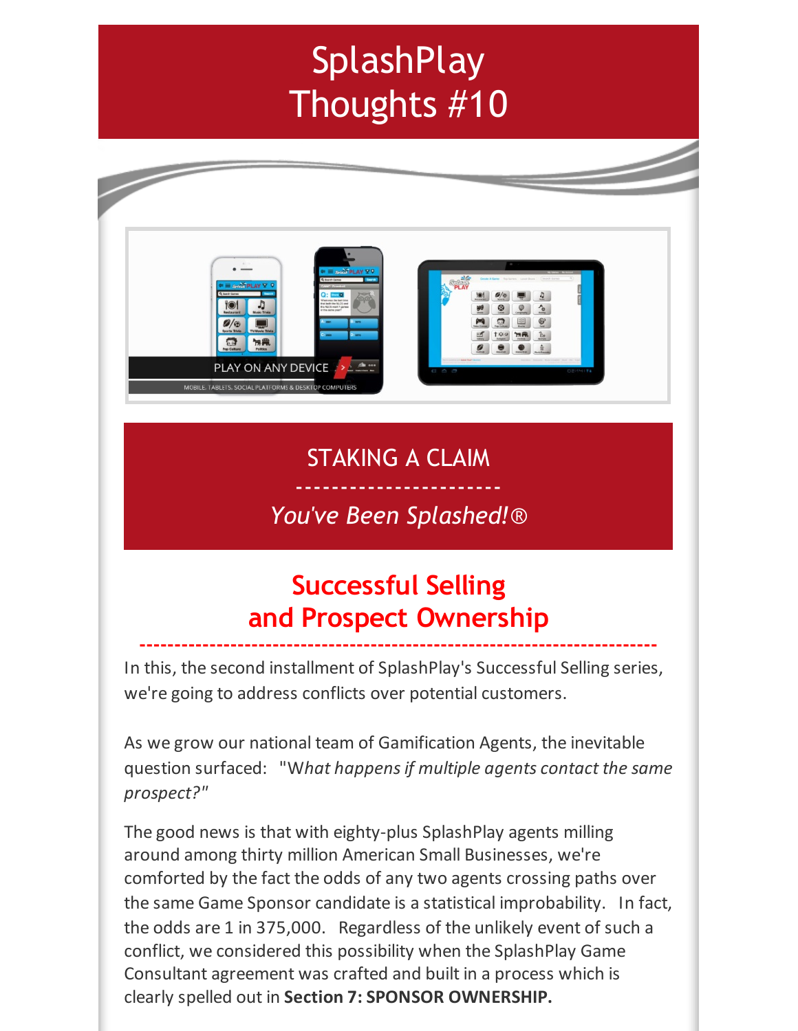# SplashPlay Thoughts #10

## STAKING A CLAIM

-----------------------

*You've Been Splashed!®*

## Successful Selling and Prospect Ownership

In this, the second installment of SplashPlay's Successful Selling series, we're going to address conflicts over potential customers.

As we grow our national team of Gamification Agents, the inevitable question surfaced: "W*hat happens if multiple agents contact the same prospect?"*

The good news is that with eighty-plus SplashPlay agents milling around among thirty million American Small Businesses, we're comforted by the fact the odds of any two agents crossing paths over the same Game Sponsor candidate is a statistical improbability. In fact, the odds are 1 in 375,000. Regardless of the unlikely event of such a conflict, we considered this possibility when the SplashPlay Game Consultant agreement was crafted and built in a process which is clearly spelled out in **Section 7: SPONSOR OWNERSHIP.**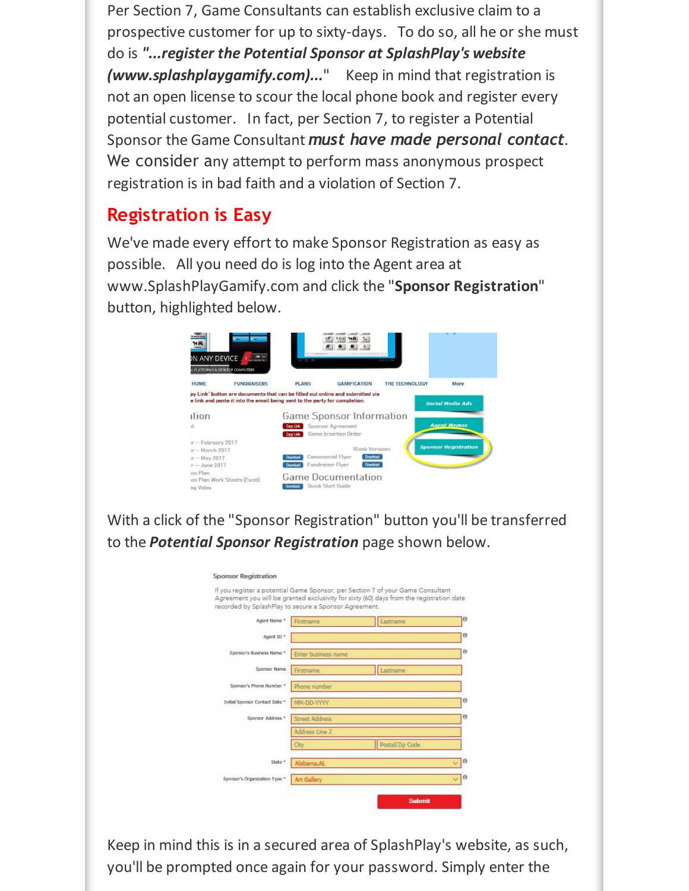Per Section 7, Game Consultants can establish exclusive claim to a prospective customer for up to sixty-days. To do so, all he or she must do is ***"...register the Potential Sponsor at SplashPlay's website (www.splashplaygamify.com)..."*** Keep in mind that registration is not an open license to scour the local phone book and register every potential customer. In fact, per Section 7, to register a Potential Sponsor the Game Consultant ***must have made personal contact***. We consider any attempt to perform mass anonymous prospect registration is in bad faith and a violation of Section 7.

## Registration is Easy

We've made every effort to make Sponsor Registration as easy as possible. All you need do is log into the Agent area at www.SplashPlayGamify.com and click the "**Sponsor Registration**" button, highlighted below.

With a click of the "Sponsor Registration" button you'll be transferred to the ***Potential Sponsor Registration*** page shown below.

Keep in mind this is in a secured area of SplashPlay's website, as such, you'll be prompted once again for your password. Simply enter the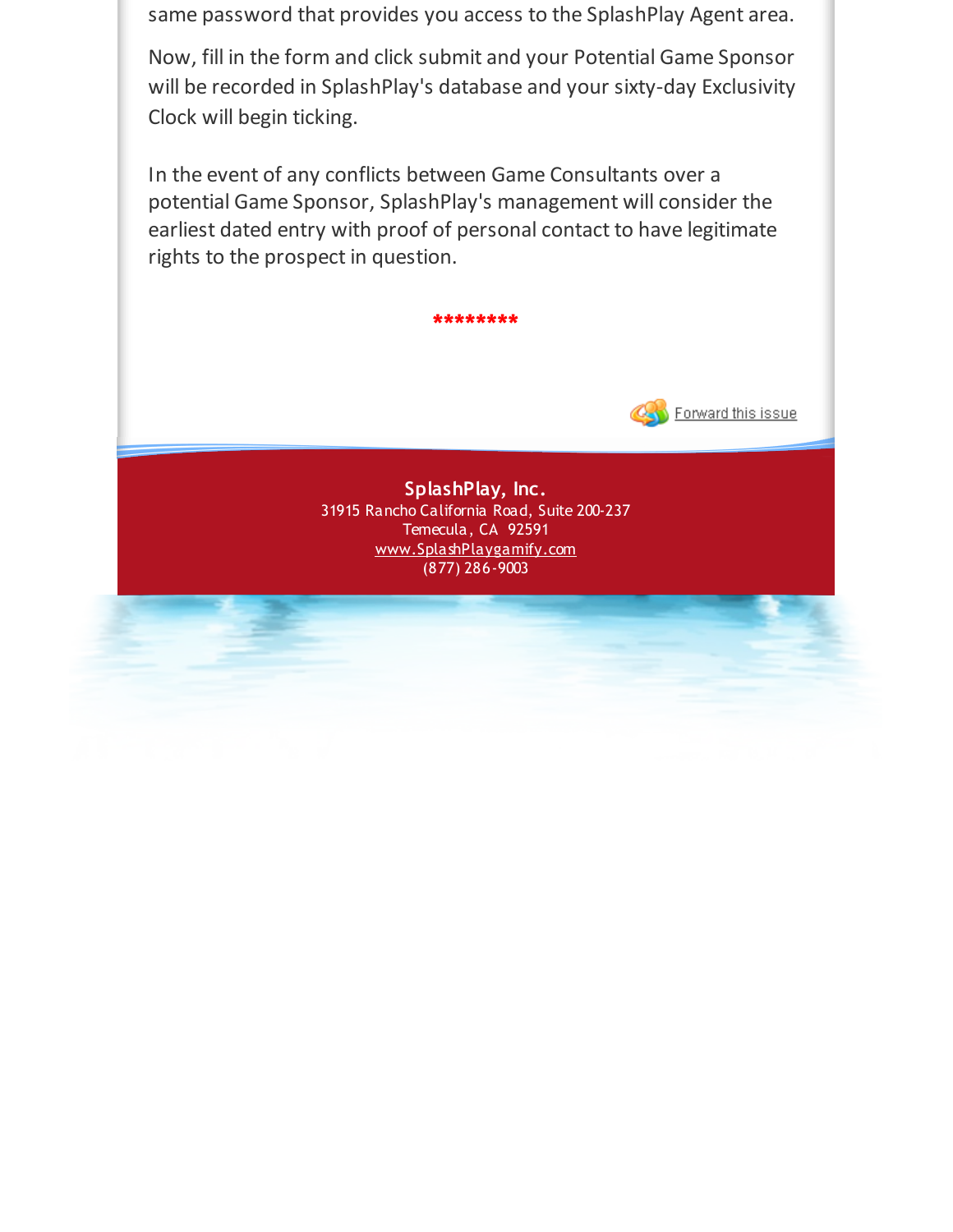same password that provides you access to the SplashPlay Agent area.

Now, fill in the form and click submit and your Potential Game Sponsor will be recorded in SplashPlay's database and your sixty-day Exclusivity Clock will begin ticking.

In the event of any conflicts between Game Consultants over a potential Game Sponsor, SplashPlay's management will consider the earliest dated entry with proof of personal contact to have legitimate rights to the prospect in question.

********

Forward this issue

**SplashPlay, Inc.**
31915 Rancho California Road, Suite 200-237
Temecula, CA 92591
www.SplashPlaygamify.com
(877) 286-9003